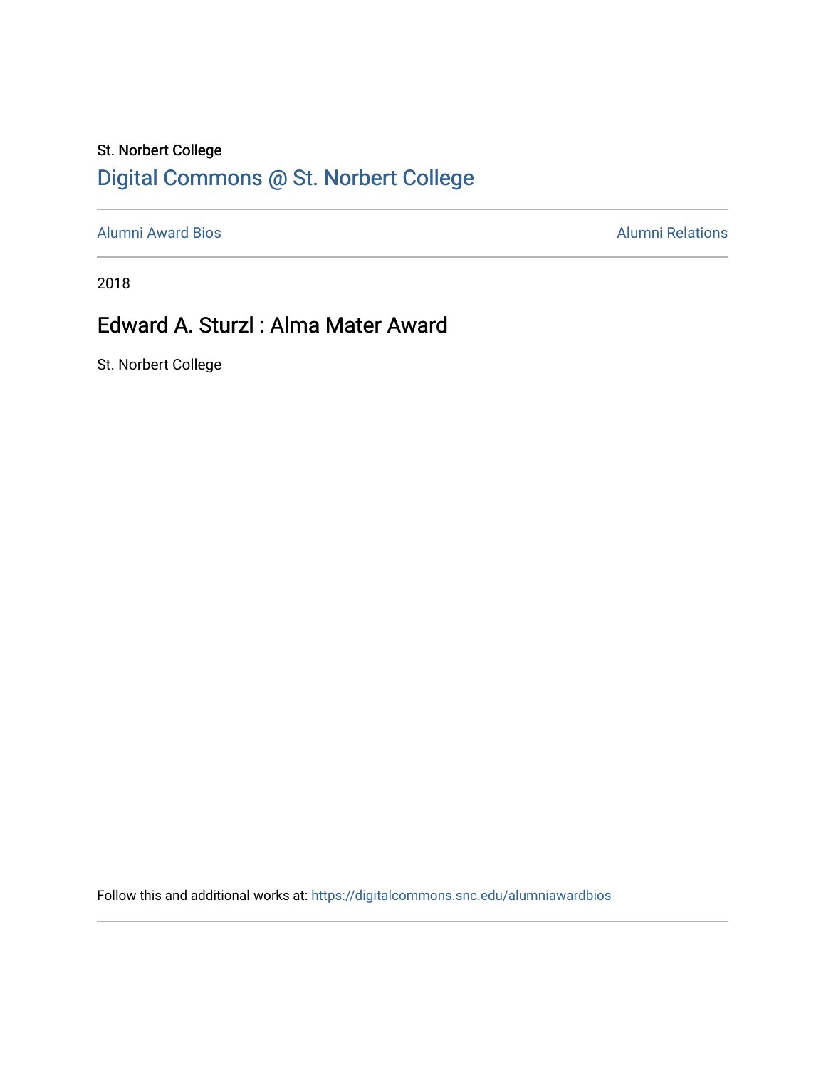St. Norbert College

# Digital Commons @ St. Norbert College

Alumni Award Bios | Alumni Relations

2018

## Edward A. Sturzl : Alma Mater Award

St. Norbert College

Follow this and additional works at: https://digitalcommons.snc.edu/alumniawardbios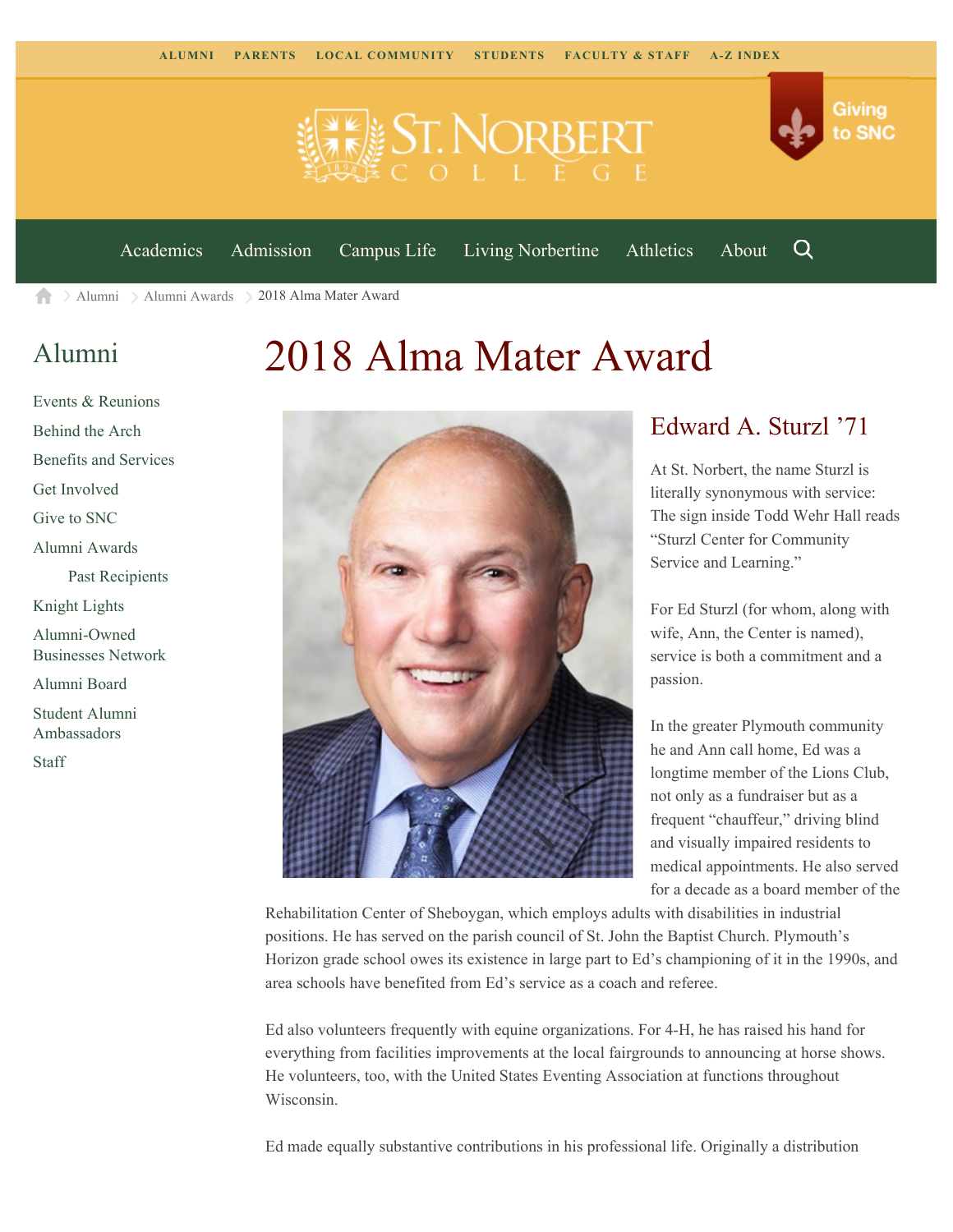ALUMNI PARENTS LOCAL COMMUNITY STUDENTS FACULTY & STAFF A-Z INDEX

Giving to SNC

Academics Admission Campus Life Living Norbertine Athletics About

Alumni > Alumni Awards > 2018 Alma Mater Award

## Alumni

- Events & Reunions
- Behind the Arch
- Benefits and Services
- Get Involved
- Give to SNC
- Alumni Awards
  - Past Recipients
- Knight Lights
- Alumni-Owned Businesses Network
- Alumni Board
- Student Alumni Ambassadors
- Staff

# 2018 Alma Mater Award

## Edward A. Sturzl '71

At St. Norbert, the name Sturzl is literally synonymous with service: The sign inside Todd Wehr Hall reads "Sturzl Center for Community Service and Learning."

For Ed Sturzl (for whom, along with wife, Ann, the Center is named), service is both a commitment and a passion.

In the greater Plymouth community he and Ann call home, Ed was a longtime member of the Lions Club, not only as a fundraiser but as a frequent "chauffeur," driving blind and visually impaired residents to medical appointments. He also served for a decade as a board member of the Rehabilitation Center of Sheboygan, which employs adults with disabilities in industrial positions. He has served on the parish council of St. John the Baptist Church. Plymouth's Horizon grade school owes its existence in large part to Ed's championing of it in the 1990s, and area schools have benefited from Ed's service as a coach and referee.

Ed also volunteers frequently with equine organizations. For 4-H, he has raised his hand for everything from facilities improvements at the local fairgrounds to announcing at horse shows. He volunteers, too, with the United States Eventing Association at functions throughout Wisconsin.

Ed made equally substantive contributions in his professional life. Originally a distribution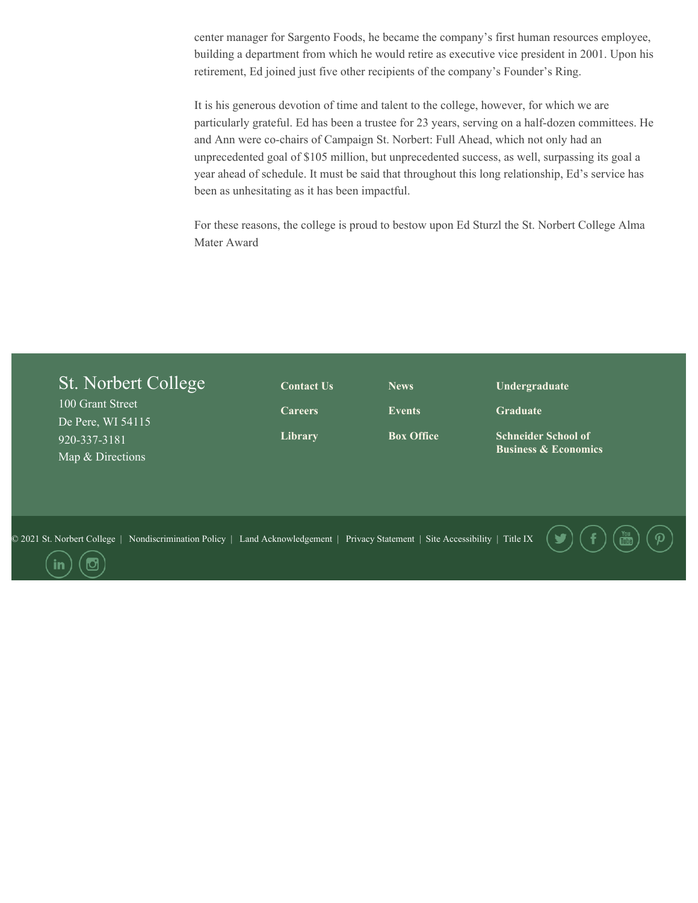center manager for Sargento Foods, he became the company's first human resources employee, building a department from which he would retire as executive vice president in 2001. Upon his retirement, Ed joined just five other recipients of the company's Founder's Ring.

It is his generous devotion of time and talent to the college, however, for which we are particularly grateful. Ed has been a trustee for 23 years, serving on a half-dozen committees. He and Ann were co-chairs of Campaign St. Norbert: Full Ahead, which not only had an unprecedented goal of $105 million, but unprecedented success, as well, surpassing its goal a year ahead of schedule. It must be said that throughout this long relationship, Ed's service has been as unhesitating as it has been impactful.

For these reasons, the college is proud to bestow upon Ed Sturzl the St. Norbert College Alma Mater Award

St. Norbert College

100 Grant Street
De Pere, WI 54115
920-337-3181
Map & Directions

**Contact Us**
**Careers**
**Library**
**News**
**Events**
**Box Office**
**Undergraduate**
**Graduate**
**Schneider School of Business & Economics**

© 2021 St. Norbert College | Nondiscrimination Policy | Land Acknowledgement | Privacy Statement | Site Accessibility | Title IX